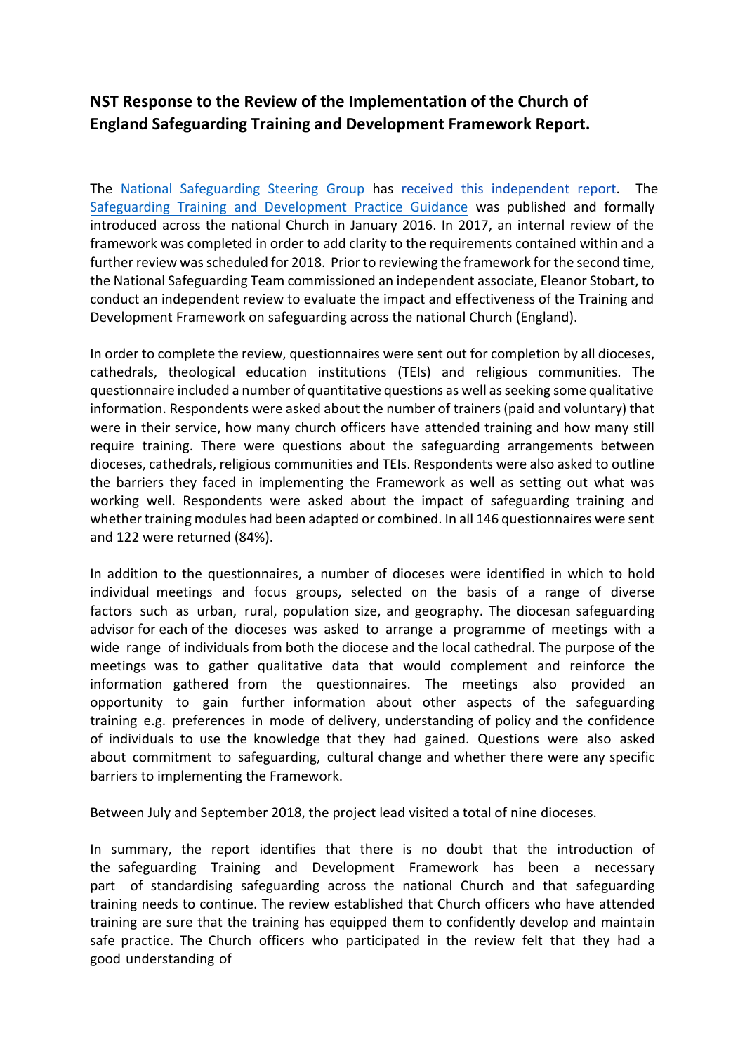# NST Response to the Review of the Implementation of the Church of England Safeguarding Training and Development Framework Report.

The National Safeguarding Steering Group has received this independent report. The Safeguarding Training and Development Practice Guidance was published and formally introduced across the national Church in January 2016. In 2017, an internal review of the framework was completed in order to add clarity to the requirements contained within and a further review was scheduled for 2018. Prior to reviewing the framework for the second time, the National Safeguarding Team commissioned an independent associate, Eleanor Stobart, to conduct an independent review to evaluate the impact and effectiveness of the Training and Development Framework on safeguarding across the national Church (England).

In order to complete the review, questionnaires were sent out for completion by all dioceses, cathedrals, theological education institutions (TEIs) and religious communities. The questionnaire included a number of quantitative questions as well as seeking some qualitative information. Respondents were asked about the number of trainers (paid and voluntary) that were in their service, how many church officers have attended training and how many still require training. There were questions about the safeguarding arrangements between dioceses, cathedrals, religious communities and TEIs. Respondents were also asked to outline the barriers they faced in implementing the Framework as well as setting out what was working well. Respondents were asked about the impact of safeguarding training and whether training modules had been adapted or combined. In all 146 questionnaires were sent and 122 were returned (84%).

In addition to the questionnaires, a number of dioceses were identified in which to hold individual meetings and focus groups, selected on the basis of a range of diverse factors such as urban, rural, population size, and geography. The diocesan safeguarding advisor for each of the dioceses was asked to arrange a programme of meetings with a wide range of individuals from both the diocese and the local cathedral. The purpose of the meetings was to gather qualitative data that would complement and reinforce the information gathered from the questionnaires. The meetings also provided an opportunity to gain further information about other aspects of the safeguarding training e.g. preferences in mode of delivery, understanding of policy and the confidence of individuals to use the knowledge that they had gained. Questions were also asked about commitment to safeguarding, cultural change and whether there were any specific barriers to implementing the Framework.

Between July and September 2018, the project lead visited a total of nine dioceses.

In summary, the report identifies that there is no doubt that the introduction of the safeguarding Training and Development Framework has been a necessary part of standardising safeguarding across the national Church and that safeguarding training needs to continue. The review established that Church officers who have attended training are sure that the training has equipped them to confidently develop and maintain safe practice. The Church officers who participated in the review felt that they had a good understanding of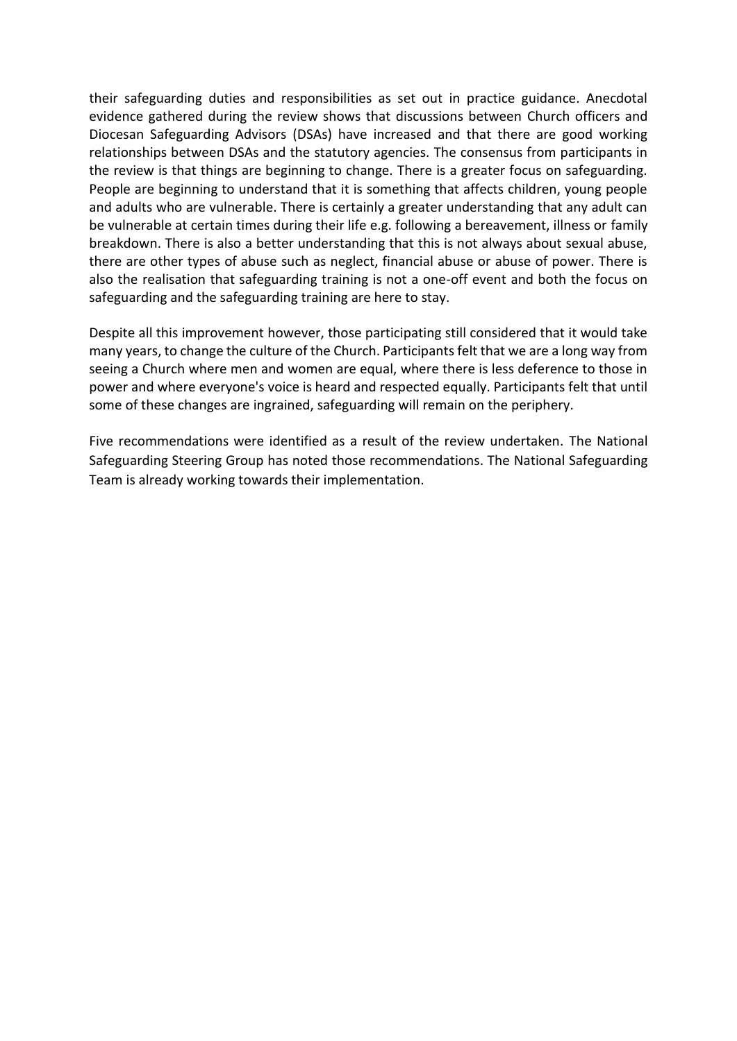their safeguarding duties and responsibilities as set out in practice guidance. Anecdotal evidence gathered during the review shows that discussions between Church officers and Diocesan Safeguarding Advisors (DSAs) have increased and that there are good working relationships between DSAs and the statutory agencies. The consensus from participants in the review is that things are beginning to change. There is a greater focus on safeguarding. People are beginning to understand that it is something that affects children, young people and adults who are vulnerable. There is certainly a greater understanding that any adult can be vulnerable at certain times during their life e.g. following a bereavement, illness or family breakdown. There is also a better understanding that this is not always about sexual abuse, there are other types of abuse such as neglect, financial abuse or abuse of power. There is also the realisation that safeguarding training is not a one-off event and both the focus on safeguarding and the safeguarding training are here to stay.

Despite all this improvement however, those participating still considered that it would take many years, to change the culture of the Church. Participants felt that we are a long way from seeing a Church where men and women are equal, where there is less deference to those in power and where everyone's voice is heard and respected equally. Participants felt that until some of these changes are ingrained, safeguarding will remain on the periphery.

Five recommendations were identified as a result of the review undertaken. The National Safeguarding Steering Group has noted those recommendations. The National Safeguarding Team is already working towards their implementation.